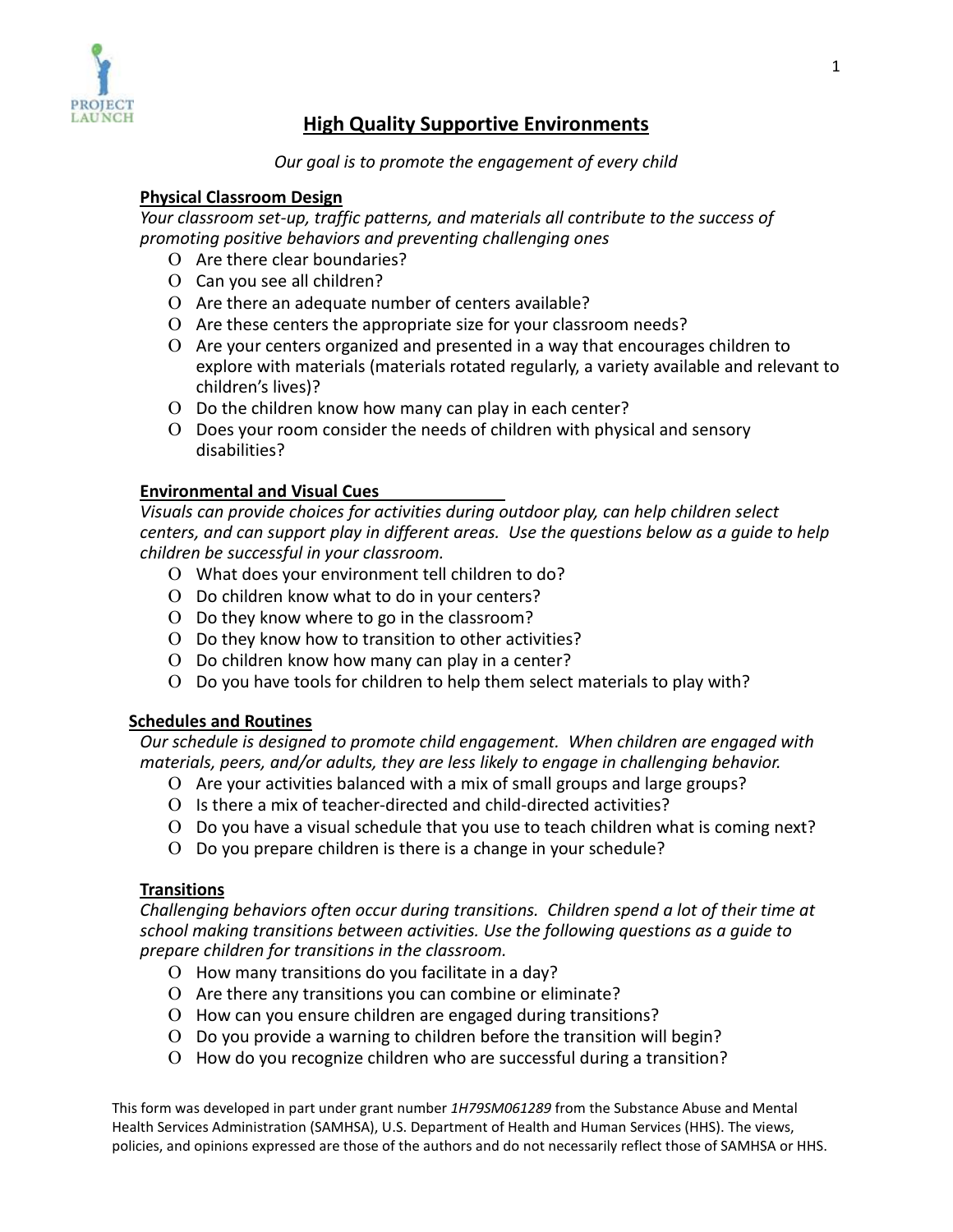# High Quality Supportive Environments

*Our goal is to promote the engagement of every child*

## Physical Classroom Design

*Your classroom set-up, traffic patterns, and materials all contribute to the success of promoting positive behaviors and preventing challenging ones*

- Are there clear boundaries?
- Can you see all children?
- Are there an adequate number of centers available?
- Are these centers the appropriate size for your classroom needs?
- Are your centers organized and presented in a way that encourages children to explore with materials (materials rotated regularly, a variety available and relevant to children's lives)?
- Do the children know how many can play in each center?
- Does your room consider the needs of children with physical and sensory disabilities?

## Environmental and Visual Cues

*Visuals can provide choices for activities during outdoor play, can help children select centers, and can support play in different areas. Use the questions below as a guide to help children be successful in your classroom.*

- What does your environment tell children to do?
- Do children know what to do in your centers?
- Do they know where to go in the classroom?
- Do they know how to transition to other activities?
- Do children know how many can play in a center?
- Do you have tools for children to help them select materials to play with?

## Schedules and Routines

*Our schedule is designed to promote child engagement. When children are engaged with materials, peers, and/or adults, they are less likely to engage in challenging behavior.*

- Are your activities balanced with a mix of small groups and large groups?
- Is there a mix of teacher-directed and child-directed activities?
- Do you have a visual schedule that you use to teach children what is coming next?
- Do you prepare children is there is a change in your schedule?

## Transitions

*Challenging behaviors often occur during transitions. Children spend a lot of their time at school making transitions between activities. Use the following questions as a guide to prepare children for transitions in the classroom.*

- How many transitions do you facilitate in a day?
- Are there any transitions you can combine or eliminate?
- How can you ensure children are engaged during transitions?
- Do you provide a warning to children before the transition will begin?
- How do you recognize children who are successful during a transition?

This form was developed in part under grant number *1H79SM061289* from the Substance Abuse and Mental Health Services Administration (SAMHSA), U.S. Department of Health and Human Services (HHS). The views, policies, and opinions expressed are those of the authors and do not necessarily reflect those of SAMHSA or HHS.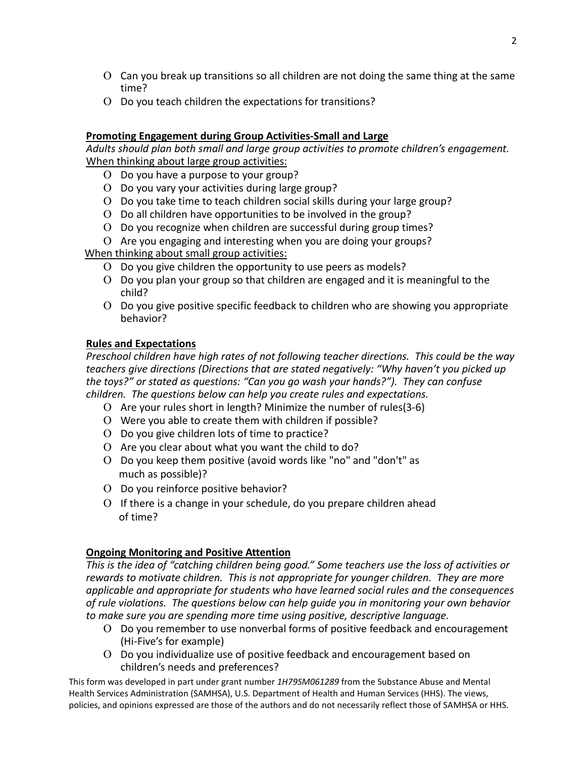- Can you break up transitions so all children are not doing the same thing at the same time?
- Do you teach children the expectations for transitions?

**Promoting Engagement during Group Activities-Small and Large**

*Adults should plan both small and large group activities to promote children's engagement.*

When thinking about large group activities:

- Do you have a purpose to your group?
- Do you vary your activities during large group?
- Do you take time to teach children social skills during your large group?
- Do all children have opportunities to be involved in the group?
- Do you recognize when children are successful during group times?
- Are you engaging and interesting when you are doing your groups?

When thinking about small group activities:

- Do you give children the opportunity to use peers as models?
- Do you plan your group so that children are engaged and it is meaningful to the child?
- Do you give positive specific feedback to children who are showing you appropriate behavior?

**Rules and Expectations**

*Preschool children have high rates of not following teacher directions. This could be the way teachers give directions (Directions that are stated negatively: "Why haven't you picked up the toys?" or stated as questions: "Can you go wash your hands?"). They can confuse children. The questions below can help you create rules and expectations.*

- Are your rules short in length? Minimize the number of rules(3-6)
- Were you able to create them with children if possible?
- Do you give children lots of time to practice?
- Are you clear about what you want the child to do?
- Do you keep them positive (avoid words like "no" and "don't" as much as possible)?
- Do you reinforce positive behavior?
- If there is a change in your schedule, do you prepare children ahead of time?

**Ongoing Monitoring and Positive Attention**

*This is the idea of "catching children being good." Some teachers use the loss of activities or rewards to motivate children. This is not appropriate for younger children. They are more applicable and appropriate for students who have learned social rules and the consequences of rule violations. The questions below can help guide you in monitoring your own behavior to make sure you are spending more time using positive, descriptive language.*

- Do you remember to use nonverbal forms of positive feedback and encouragement (Hi-Five's for example)
- Do you individualize use of positive feedback and encouragement based on children's needs and preferences?

This form was developed in part under grant number *1H79SM061289* from the Substance Abuse and Mental Health Services Administration (SAMHSA), U.S. Department of Health and Human Services (HHS). The views, policies, and opinions expressed are those of the authors and do not necessarily reflect those of SAMHSA or HHS.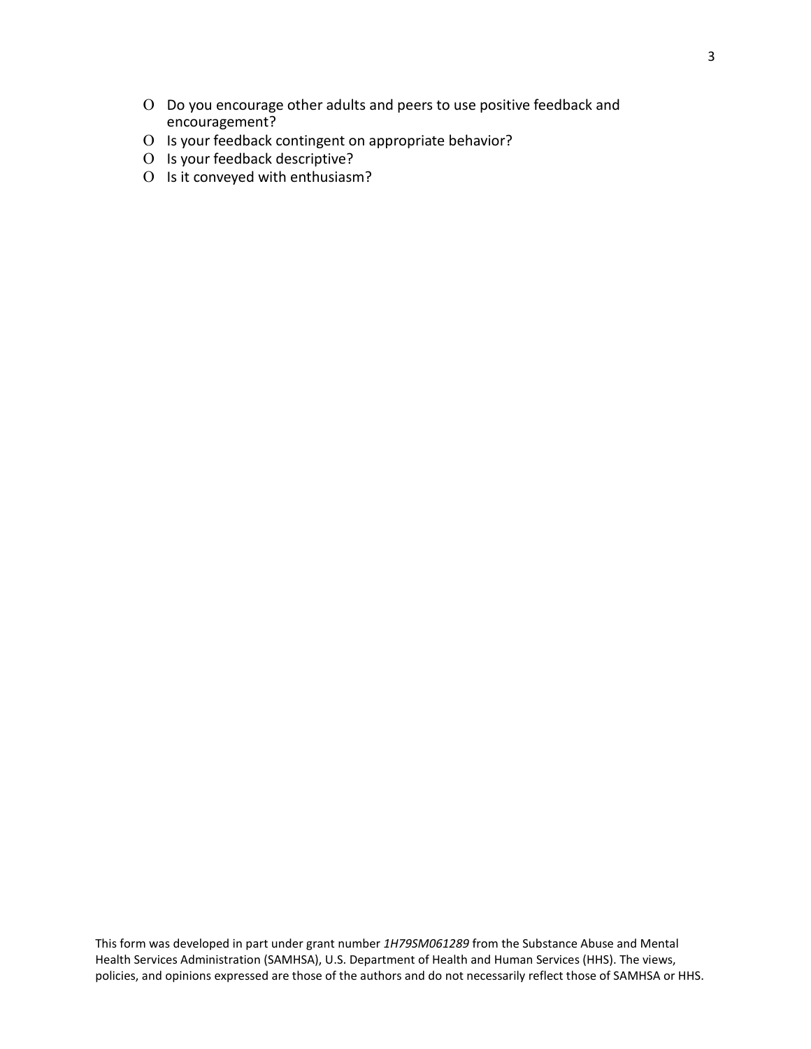- Do you encourage other adults and peers to use positive feedback and encouragement?
- Is your feedback contingent on appropriate behavior?
- Is your feedback descriptive?
- Is it conveyed with enthusiasm?

This form was developed in part under grant number *1H79SM061289* from the Substance Abuse and Mental Health Services Administration (SAMHSA), U.S. Department of Health and Human Services (HHS). The views, policies, and opinions expressed are those of the authors and do not necessarily reflect those of SAMHSA or HHS.